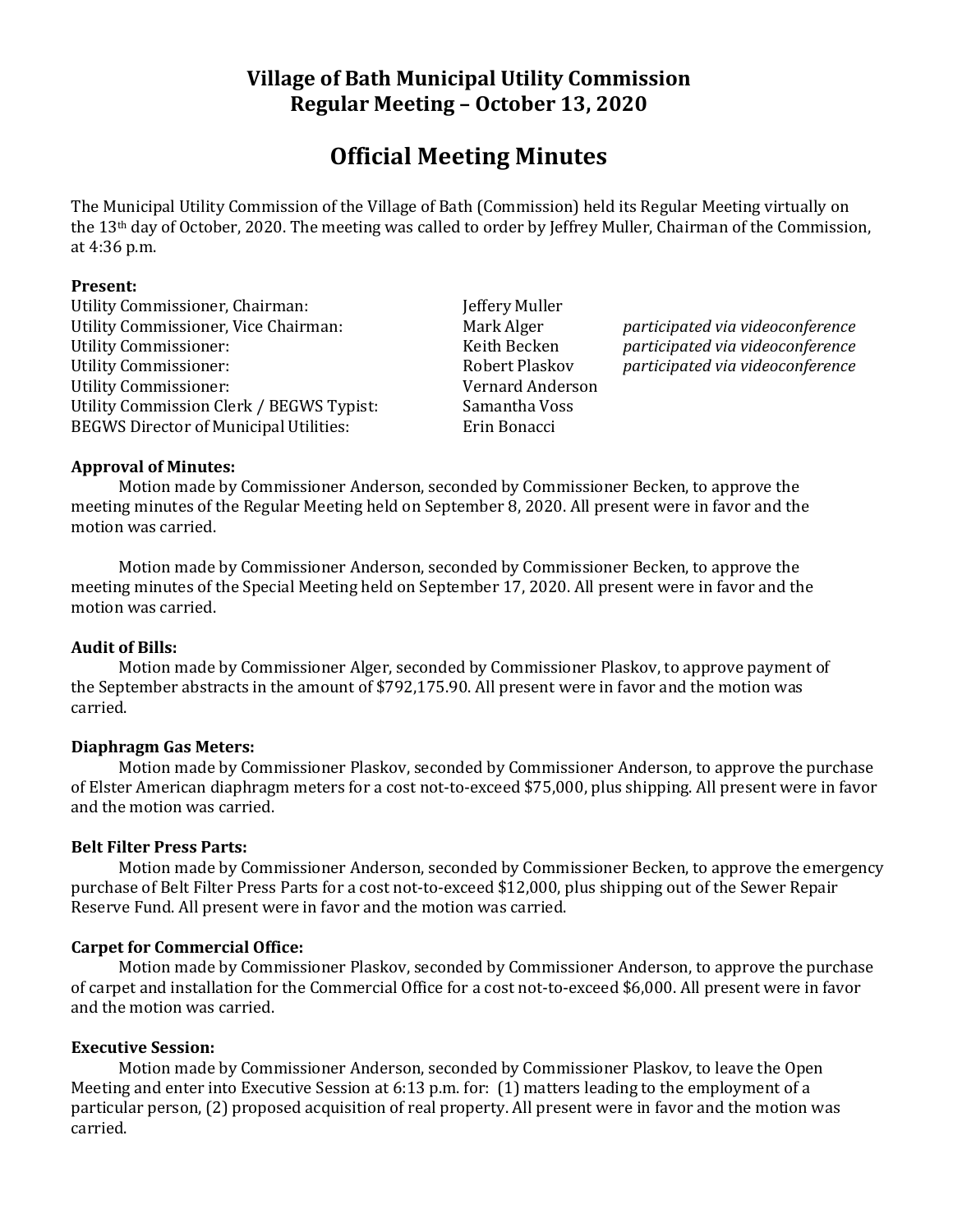# Village of Bath Municipal Utility Commission
# Regular Meeting – October 13, 2020

## Official Meeting Minutes

The Municipal Utility Commission of the Village of Bath (Commission) held its Regular Meeting virtually on the 13th day of October, 2020. The meeting was called to order by Jeffrey Muller, Chairman of the Commission, at 4:36 p.m.

**Present:**

| | | |
|---|---|---|
| Utility Commissioner, Chairman: | Jeffery Muller | |
| Utility Commissioner, Vice Chairman: | Mark Alger | *participated via videoconference* |
| Utility Commissioner: | Keith Becken | *participated via videoconference* |
| Utility Commissioner: | Robert Plaskov | *participated via videoconference* |
| Utility Commissioner: | Vernard Anderson | |
| Utility Commission Clerk / BEGWS Typist: | Samantha Voss | |
| BEGWS Director of Municipal Utilities: | Erin Bonacci | |

**Approval of Minutes:**

Motion made by Commissioner Anderson, seconded by Commissioner Becken, to approve the meeting minutes of the Regular Meeting held on September 8, 2020. All present were in favor and the motion was carried.

Motion made by Commissioner Anderson, seconded by Commissioner Becken, to approve the meeting minutes of the Special Meeting held on September 17, 2020. All present were in favor and the motion was carried.

**Audit of Bills:**

Motion made by Commissioner Alger, seconded by Commissioner Plaskov, to approve payment of the September abstracts in the amount of $792,175.90. All present were in favor and the motion was carried.

**Diaphragm Gas Meters:**

Motion made by Commissioner Plaskov, seconded by Commissioner Anderson, to approve the purchase of Elster American diaphragm meters for a cost not-to-exceed $75,000, plus shipping. All present were in favor and the motion was carried.

**Belt Filter Press Parts:**

Motion made by Commissioner Anderson, seconded by Commissioner Becken, to approve the emergency purchase of Belt Filter Press Parts for a cost not-to-exceed $12,000, plus shipping out of the Sewer Repair Reserve Fund. All present were in favor and the motion was carried.

**Carpet for Commercial Office:**

Motion made by Commissioner Plaskov, seconded by Commissioner Anderson, to approve the purchase of carpet and installation for the Commercial Office for a cost not-to-exceed $6,000. All present were in favor and the motion was carried.

**Executive Session:**

Motion made by Commissioner Anderson, seconded by Commissioner Plaskov, to leave the Open Meeting and enter into Executive Session at 6:13 p.m. for: (1) matters leading to the employment of a particular person, (2) proposed acquisition of real property. All present were in favor and the motion was carried.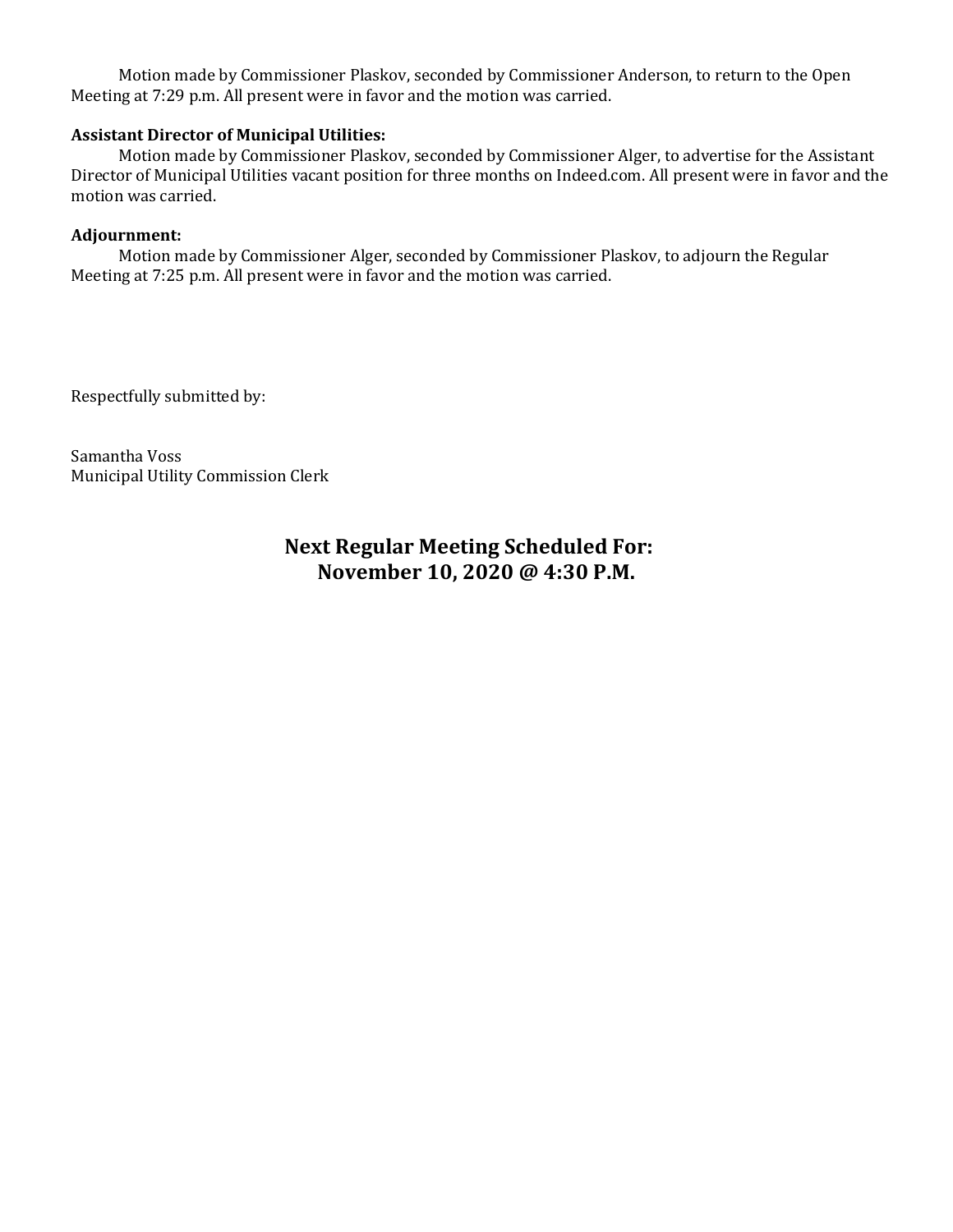Motion made by Commissioner Plaskov, seconded by Commissioner Anderson, to return to the Open Meeting at 7:29 p.m. All present were in favor and the motion was carried.

**Assistant Director of Municipal Utilities:**

Motion made by Commissioner Plaskov, seconded by Commissioner Alger, to advertise for the Assistant Director of Municipal Utilities vacant position for three months on Indeed.com. All present were in favor and the motion was carried.

**Adjournment:**

Motion made by Commissioner Alger, seconded by Commissioner Plaskov, to adjourn the Regular Meeting at 7:25 p.m. All present were in favor and the motion was carried.

Respectfully submitted by:

Samantha Voss
Municipal Utility Commission Clerk

**Next Regular Meeting Scheduled For:**
**November 10, 2020 @ 4:30 P.M.**